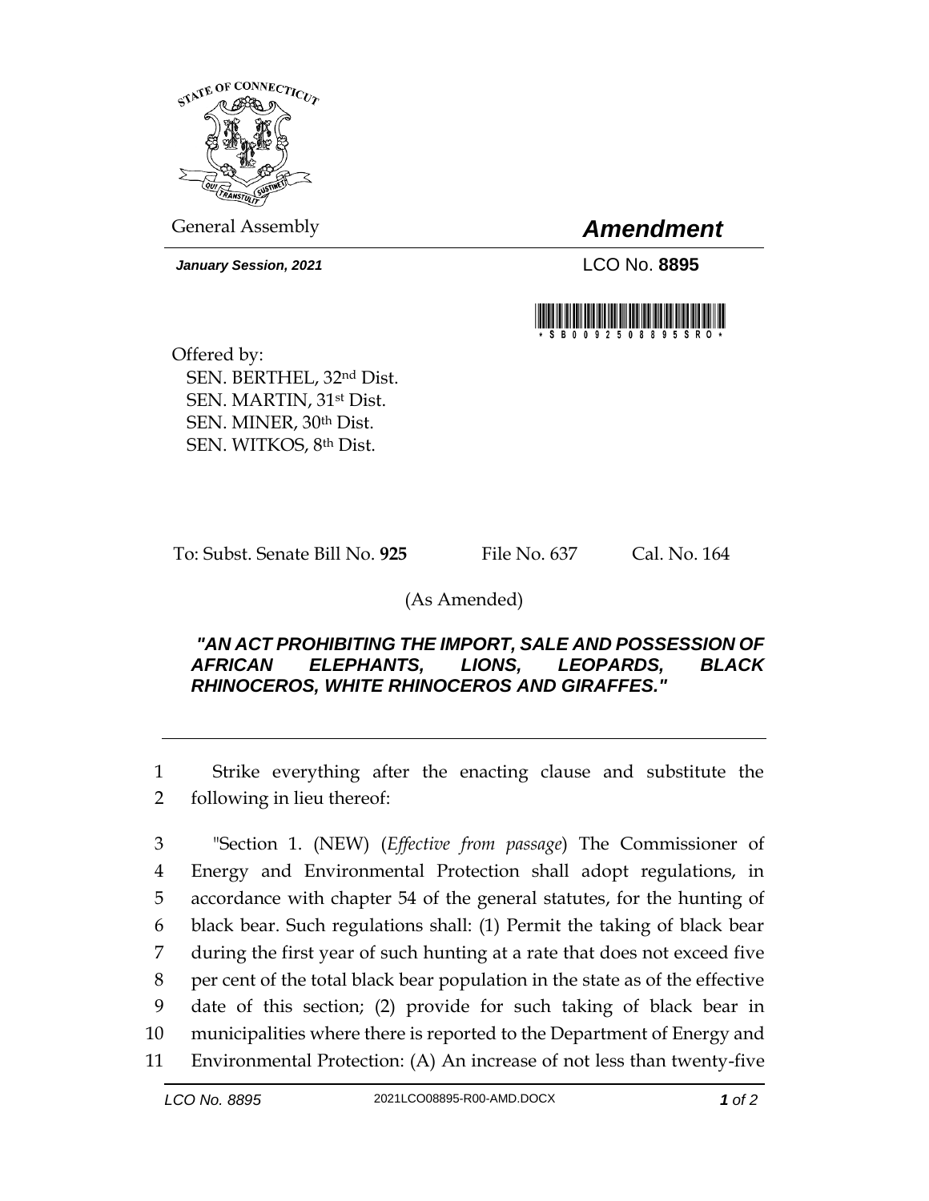STATE OF CONNECTICUT

General Assembly

# *Amendment*

***January Session, 2021***

LCO No. **8895**

\* S B 0 0 9 2 5 0 8 8 9 5 S R O \*

Offered by:
SEN. BERTHEL, 32nd Dist.
SEN. MARTIN, 31st Dist.
SEN. MINER, 30th Dist.
SEN. WITKOS, 8th Dist.

To: Subst. Senate Bill No. **925** File No. 637 Cal. No. 164

(As Amended)

***"AN ACT PROHIBITING THE IMPORT, SALE AND POSSESSION OF AFRICAN ELEPHANTS, LIONS, LEOPARDS, BLACK RHINOCEROS, WHITE RHINOCEROS AND GIRAFFES."***

---

1 Strike everything after the enacting clause and substitute the
2 following in lieu thereof:

3 "Section 1. (NEW) (*Effective from passage*) The Commissioner of
4 Energy and Environmental Protection shall adopt regulations, in
5 accordance with chapter 54 of the general statutes, for the hunting of
6 black bear. Such regulations shall: (1) Permit the taking of black bear
7 during the first year of such hunting at a rate that does not exceed five
8 per cent of the total black bear population in the state as of the effective
9 date of this section; (2) provide for such taking of black bear in
10 municipalities where there is reported to the Department of Energy and
11 Environmental Protection: (A) An increase of not less than twenty-five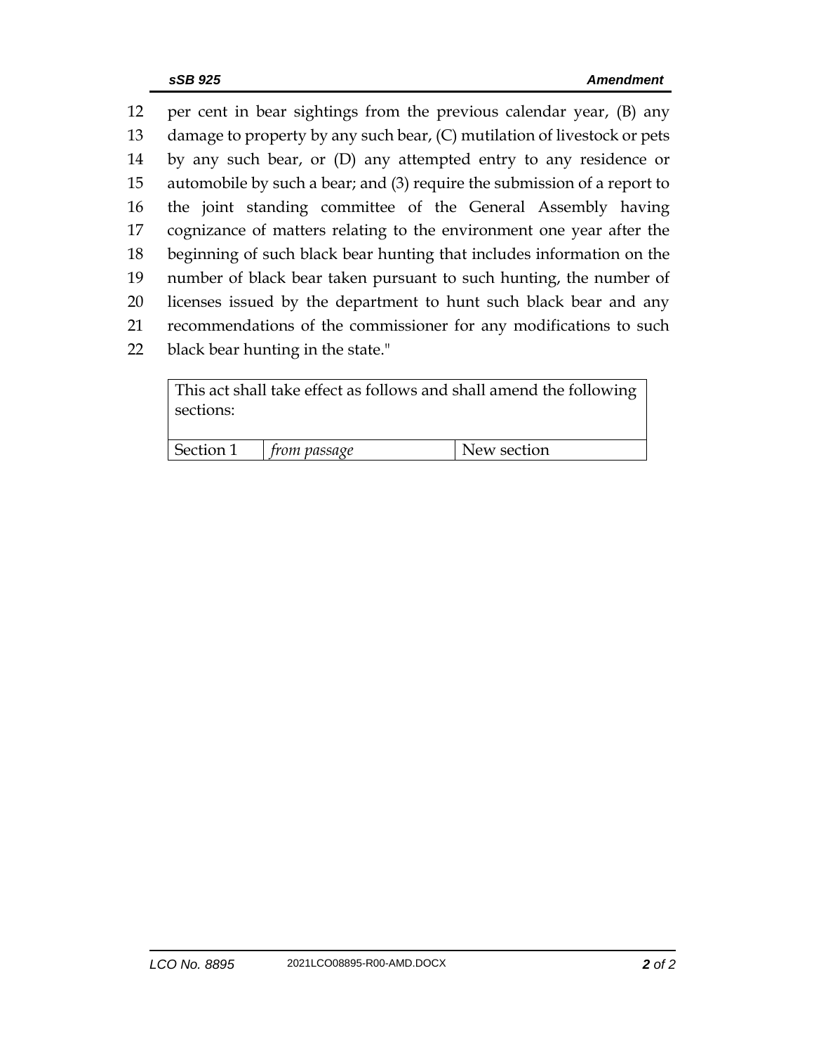per cent in bear sightings from the previous calendar year, (B) any damage to property by any such bear, (C) mutilation of livestock or pets by any such bear, or (D) any attempted entry to any residence or automobile by such a bear; and (3) require the submission of a report to the joint standing committee of the General Assembly having cognizance of matters relating to the environment one year after the beginning of such black bear hunting that includes information on the number of black bear taken pursuant to such hunting, the number of licenses issued by the department to hunt such black bear and any recommendations of the commissioner for any modifications to such black bear hunting in the state."

| This act shall take effect as follows and shall amend the following sections: | | |
|---|---|---|
| Section 1 | *from passage* | New section |